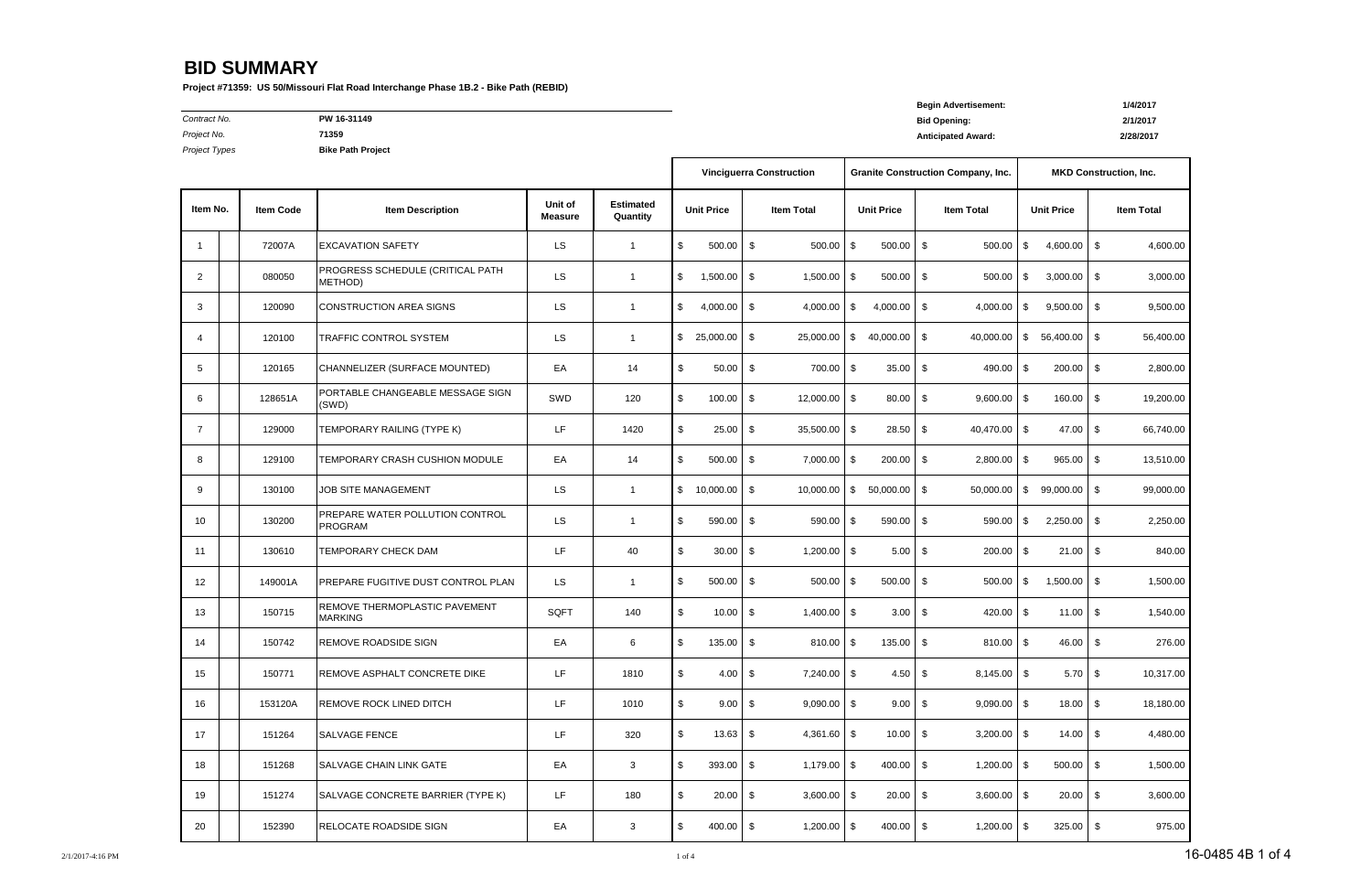# BID SUMMARY

**Project #71359: US 50/Missouri Flat Road Interchange Phase 1B.2 - Bike Path (REBID)**

| | | | |
|---|---|---|---|
| *Contract No.* | **PW 16-31149** | **Begin Advertisement:** | **1/4/2017** |
| *Project No.* | **71359** | **Bid Opening:** | **2/1/2017** |
| *Project Types* | **Bike Path Project** | **Anticipated Award:** | **2/28/2017** |

| | | | | | Vinciguerra Construction | | Granite Construction Company, Inc. | | MKD Construction, Inc. | |
|---|---|---|---|---|---|---|---|---|---|---|
| Item No. | Item Code | Item Description | Unit of Measure | Estimated Quantity | Unit Price | Item Total | Unit Price | Item Total | Unit Price | Item Total |
| 1 | 72007A | EXCAVATION SAFETY | LS | 1 | $ 500.00 | $ 500.00 | $ 500.00 | $ 500.00 | $ 4,600.00 | $ 4,600.00 |
| 2 | 080050 | PROGRESS SCHEDULE (CRITICAL PATH METHOD) | LS | 1 | $ 1,500.00 | $ 1,500.00 | $ 500.00 | $ 500.00 | $ 3,000.00 | $ 3,000.00 |
| 3 | 120090 | CONSTRUCTION AREA SIGNS | LS | 1 | $ 4,000.00 | $ 4,000.00 | $ 4,000.00 | $ 4,000.00 | $ 9,500.00 | $ 9,500.00 |
| 4 | 120100 | TRAFFIC CONTROL SYSTEM | LS | 1 | $ 25,000.00 | $ 25,000.00 | $ 40,000.00 | $ 40,000.00 | $ 56,400.00 | $ 56,400.00 |
| 5 | 120165 | CHANNELIZER (SURFACE MOUNTED) | EA | 14 | $ 50.00 | $ 700.00 | $ 35.00 | $ 490.00 | $ 200.00 | $ 2,800.00 |
| 6 | 128651A | PORTABLE CHANGEABLE MESSAGE SIGN (SWD) | SWD | 120 | $ 100.00 | $ 12,000.00 | $ 80.00 | $ 9,600.00 | $ 160.00 | $ 19,200.00 |
| 7 | 129000 | TEMPORARY RAILING (TYPE K) | LF | 1420 | $ 25.00 | $ 35,500.00 | $ 28.50 | $ 40,470.00 | $ 47.00 | $ 66,740.00 |
| 8 | 129100 | TEMPORARY CRASH CUSHION MODULE | EA | 14 | $ 500.00 | $ 7,000.00 | $ 200.00 | $ 2,800.00 | $ 965.00 | $ 13,510.00 |
| 9 | 130100 | JOB SITE MANAGEMENT | LS | 1 | $ 10,000.00 | $ 10,000.00 | $ 50,000.00 | $ 50,000.00 | $ 99,000.00 | $ 99,000.00 |
| 10 | 130200 | PREPARE WATER POLLUTION CONTROL PROGRAM | LS | 1 | $ 590.00 | $ 590.00 | $ 590.00 | $ 590.00 | $ 2,250.00 | $ 2,250.00 |
| 11 | 130610 | TEMPORARY CHECK DAM | LF | 40 | $ 30.00 | $ 1,200.00 | $ 5.00 | $ 200.00 | $ 21.00 | $ 840.00 |
| 12 | 149001A | PREPARE FUGITIVE DUST CONTROL PLAN | LS | 1 | $ 500.00 | $ 500.00 | $ 500.00 | $ 500.00 | $ 1,500.00 | $ 1,500.00 |
| 13 | 150715 | REMOVE THERMOPLASTIC PAVEMENT MARKING | SQFT | 140 | $ 10.00 | $ 1,400.00 | $ 3.00 | $ 420.00 | $ 11.00 | $ 1,540.00 |
| 14 | 150742 | REMOVE ROADSIDE SIGN | EA | 6 | $ 135.00 | $ 810.00 | $ 135.00 | $ 810.00 | $ 46.00 | $ 276.00 |
| 15 | 150771 | REMOVE ASPHALT CONCRETE DIKE | LF | 1810 | $ 4.00 | $ 7,240.00 | $ 4.50 | $ 8,145.00 | $ 5.70 | $ 10,317.00 |
| 16 | 153120A | REMOVE ROCK LINED DITCH | LF | 1010 | $ 9.00 | $ 9,090.00 | $ 9.00 | $ 9,090.00 | $ 18.00 | $ 18,180.00 |
| 17 | 151264 | SALVAGE FENCE | LF | 320 | $ 13.63 | $ 4,361.60 | $ 10.00 | $ 3,200.00 | $ 14.00 | $ 4,480.00 |
| 18 | 151268 | SALVAGE CHAIN LINK GATE | EA | 3 | $ 393.00 | $ 1,179.00 | $ 400.00 | $ 1,200.00 | $ 500.00 | $ 1,500.00 |
| 19 | 151274 | SALVAGE CONCRETE BARRIER (TYPE K) | LF | 180 | $ 20.00 | $ 3,600.00 | $ 20.00 | $ 3,600.00 | $ 20.00 | $ 3,600.00 |
| 20 | 152390 | RELOCATE ROADSIDE SIGN | EA | 3 | $ 400.00 | $ 1,200.00 | $ 400.00 | $ 1,200.00 | $ 325.00 | $ 975.00 |

16-0485 4B 1 of 4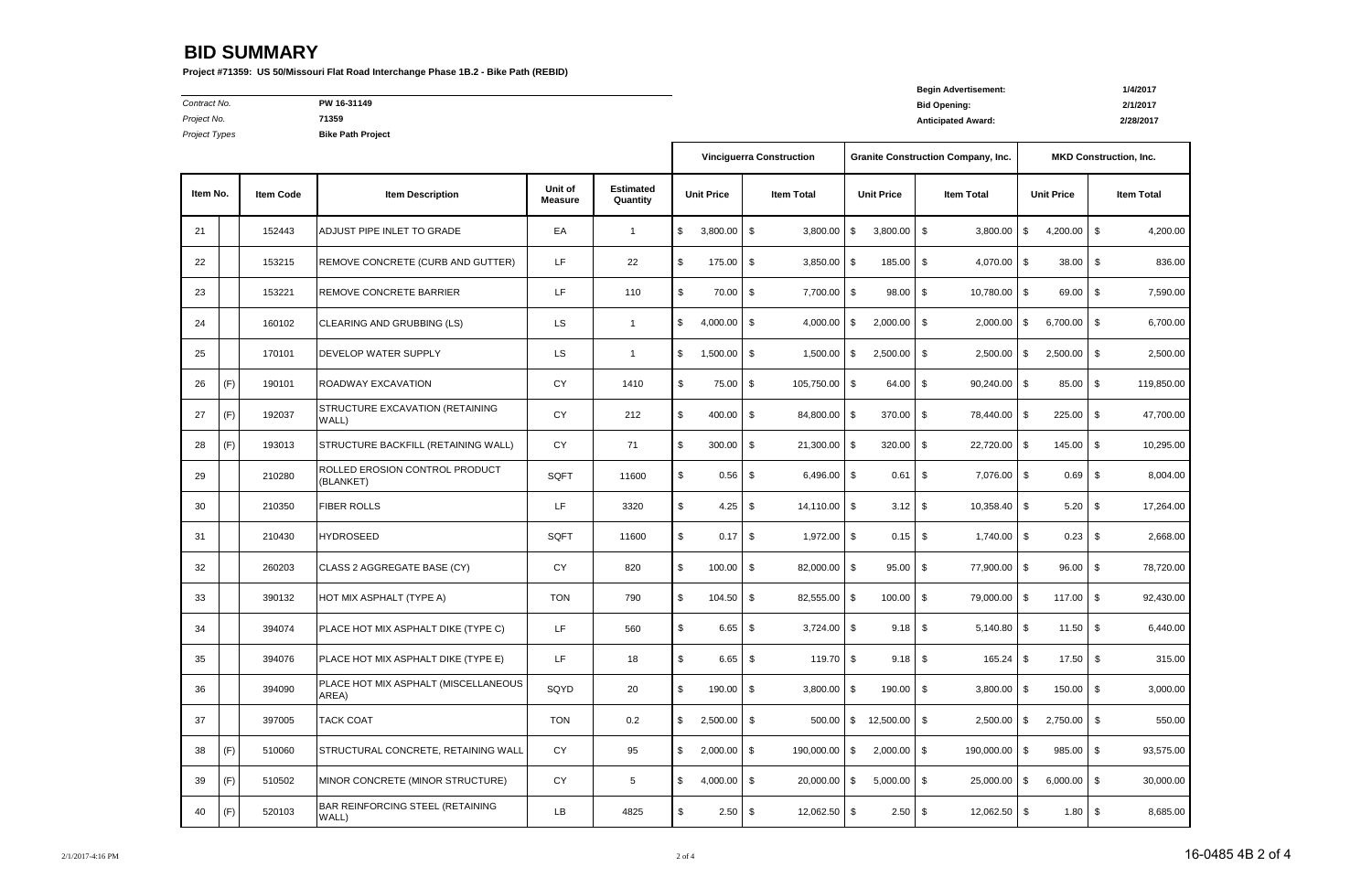# BID SUMMARY

**Project #71359: US 50/Missouri Flat Road Interchange Phase 1B.2 - Bike Path (REBID)**

| | |
|---|---|
| *Contract No.* | **PW 16-31149** |
| *Project No.* | **71359** |
| *Project Types* | **Bike Path Project** |

| | |
|---|---|
| **Begin Advertisement:** | **1/4/2017** |
| **Bid Opening:** | **2/1/2017** |
| **Anticipated Award:** | **2/28/2017** |

| Item No. | | Item Code | Item Description | Unit of Measure | Estimated Quantity | Vinciguerra Construction | | Granite Construction Company, Inc. | | MKD Construction, Inc. | |
|---|---|---|---|---|---|---|---|---|---|---|---|
| | | | | | | Unit Price | Item Total | Unit Price | Item Total | Unit Price | Item Total |
| 21 | | 152443 | ADJUST PIPE INLET TO GRADE | EA | 1 | $ 3,800.00 | $ 3,800.00 | $ 3,800.00 | $ 3,800.00 | $ 4,200.00 | $ 4,200.00 |
| 22 | | 153215 | REMOVE CONCRETE (CURB AND GUTTER) | LF | 22 | $ 175.00 | $ 3,850.00 | $ 185.00 | $ 4,070.00 | $ 38.00 | $ 836.00 |
| 23 | | 153221 | REMOVE CONCRETE BARRIER | LF | 110 | $ 70.00 | $ 7,700.00 | $ 98.00 | $ 10,780.00 | $ 69.00 | $ 7,590.00 |
| 24 | | 160102 | CLEARING AND GRUBBING (LS) | LS | 1 | $ 4,000.00 | $ 4,000.00 | $ 2,000.00 | $ 2,000.00 | $ 6,700.00 | $ 6,700.00 |
| 25 | | 170101 | DEVELOP WATER SUPPLY | LS | 1 | $ 1,500.00 | $ 1,500.00 | $ 2,500.00 | $ 2,500.00 | $ 2,500.00 | $ 2,500.00 |
| 26 | (F) | 190101 | ROADWAY EXCAVATION | CY | 1410 | $ 75.00 | $ 105,750.00 | $ 64.00 | $ 90,240.00 | $ 85.00 | $ 119,850.00 |
| 27 | (F) | 192037 | STRUCTURE EXCAVATION (RETAINING WALL) | CY | 212 | $ 400.00 | $ 84,800.00 | $ 370.00 | $ 78,440.00 | $ 225.00 | $ 47,700.00 |
| 28 | (F) | 193013 | STRUCTURE BACKFILL (RETAINING WALL) | CY | 71 | $ 300.00 | $ 21,300.00 | $ 320.00 | $ 22,720.00 | $ 145.00 | $ 10,295.00 |
| 29 | | 210280 | ROLLED EROSION CONTROL PRODUCT (BLANKET) | SQFT | 11600 | $ 0.56 | $ 6,496.00 | $ 0.61 | $ 7,076.00 | $ 0.69 | $ 8,004.00 |
| 30 | | 210350 | FIBER ROLLS | LF | 3320 | $ 4.25 | $ 14,110.00 | $ 3.12 | $ 10,358.40 | $ 5.20 | $ 17,264.00 |
| 31 | | 210430 | HYDROSEED | SQFT | 11600 | $ 0.17 | $ 1,972.00 | $ 0.15 | $ 1,740.00 | $ 0.23 | $ 2,668.00 |
| 32 | | 260203 | CLASS 2 AGGREGATE BASE (CY) | CY | 820 | $ 100.00 | $ 82,000.00 | $ 95.00 | $ 77,900.00 | $ 96.00 | $ 78,720.00 |
| 33 | | 390132 | HOT MIX ASPHALT (TYPE A) | TON | 790 | $ 104.50 | $ 82,555.00 | $ 100.00 | $ 79,000.00 | $ 117.00 | $ 92,430.00 |
| 34 | | 394074 | PLACE HOT MIX ASPHALT DIKE (TYPE C) | LF | 560 | $ 6.65 | $ 3,724.00 | $ 9.18 | $ 5,140.80 | $ 11.50 | $ 6,440.00 |
| 35 | | 394076 | PLACE HOT MIX ASPHALT DIKE (TYPE E) | LF | 18 | $ 6.65 | $ 119.70 | $ 9.18 | $ 165.24 | $ 17.50 | $ 315.00 |
| 36 | | 394090 | PLACE HOT MIX ASPHALT (MISCELLANEOUS AREA) | SQYD | 20 | $ 190.00 | $ 3,800.00 | $ 190.00 | $ 3,800.00 | $ 150.00 | $ 3,000.00 |
| 37 | | 397005 | TACK COAT | TON | 0.2 | $ 2,500.00 | $ 500.00 | $ 12,500.00 | $ 2,500.00 | $ 2,750.00 | $ 550.00 |
| 38 | (F) | 510060 | STRUCTURAL CONCRETE, RETAINING WALL | CY | 95 | $ 2,000.00 | $ 190,000.00 | $ 2,000.00 | $ 190,000.00 | $ 985.00 | $ 93,575.00 |
| 39 | (F) | 510502 | MINOR CONCRETE (MINOR STRUCTURE) | CY | 5 | $ 4,000.00 | $ 20,000.00 | $ 5,000.00 | $ 25,000.00 | $ 6,000.00 | $ 30,000.00 |
| 40 | (F) | 520103 | BAR REINFORCING STEEL (RETAINING WALL) | LB | 4825 | $ 2.50 | $ 12,062.50 | $ 2.50 | $ 12,062.50 | $ 1.80 | $ 8,685.00 |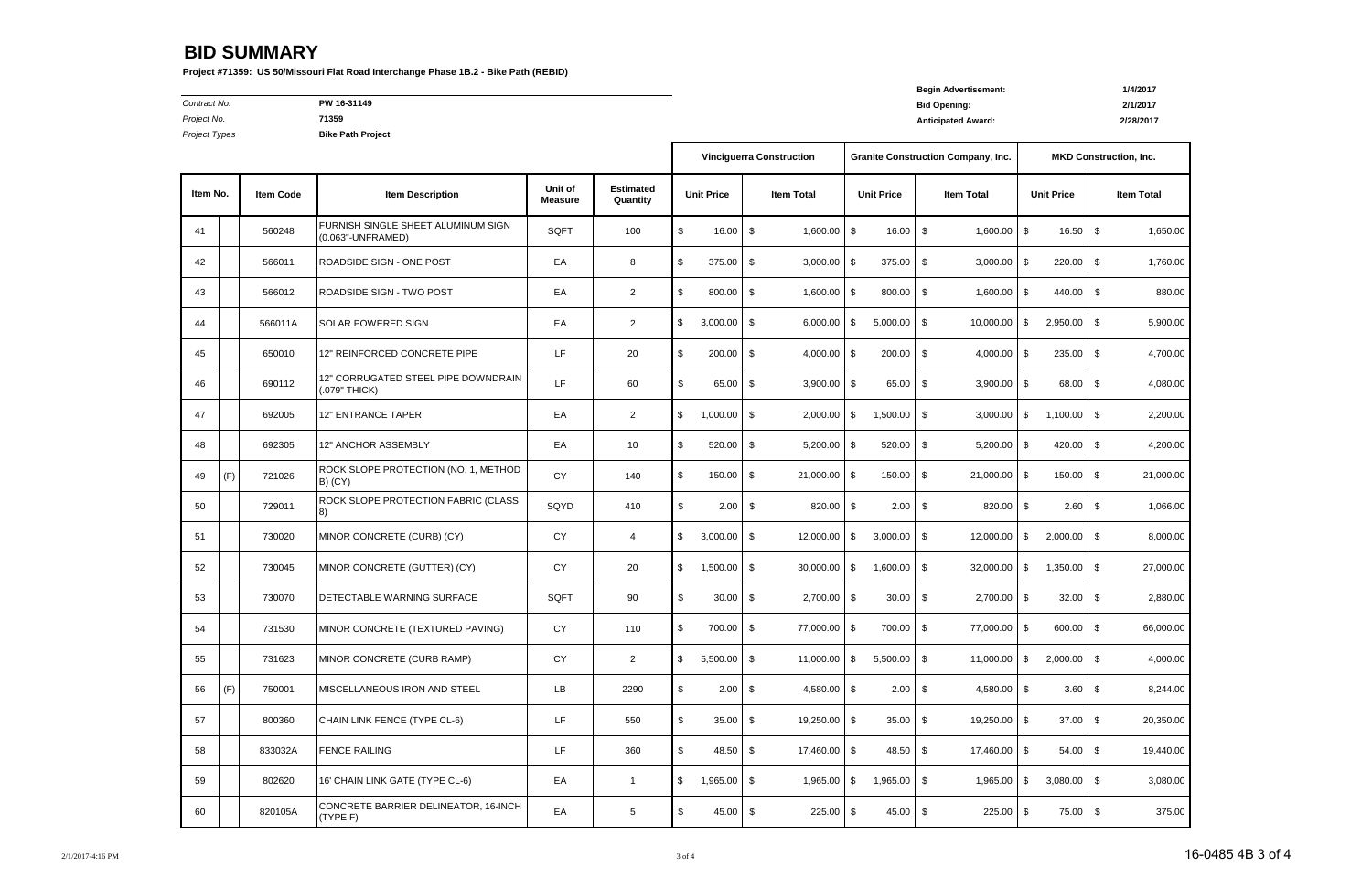# BID SUMMARY

**Project #71359: US 50/Missouri Flat Road Interchange Phase 1B.2 - Bike Path (REBID)**

*Contract No.* **PW 16-31149**
*Project No.* **71359**
*Project Types* **Bike Path Project**

**Begin Advertisement:** **1/4/2017**
**Bid Opening:** **2/1/2017**
**Anticipated Award:** **2/28/2017**

| Item No. | | Item Code | Item Description | Unit of Measure | Estimated Quantity | Vinciguerra Construction | | Granite Construction Company, Inc. | | MKD Construction, Inc. | |
|---|---|---|---|---|---|---|---|---|---|---|---|
| | | | | | | Unit Price | Item Total | Unit Price | Item Total | Unit Price | Item Total |
| 41 | | 560248 | FURNISH SINGLE SHEET ALUMINUM SIGN (0.063"-UNFRAMED) | SQFT | 100 | $ 16.00 | $ 1,600.00 | $ 16.00 | $ 1,600.00 | $ 16.50 | $ 1,650.00 |
| 42 | | 566011 | ROADSIDE SIGN - ONE POST | EA | 8 | $ 375.00 | $ 3,000.00 | $ 375.00 | $ 3,000.00 | $ 220.00 | $ 1,760.00 |
| 43 | | 566012 | ROADSIDE SIGN - TWO POST | EA | 2 | $ 800.00 | $ 1,600.00 | $ 800.00 | $ 1,600.00 | $ 440.00 | $ 880.00 |
| 44 | | 566011A | SOLAR POWERED SIGN | EA | 2 | $ 3,000.00 | $ 6,000.00 | $ 5,000.00 | $ 10,000.00 | $ 2,950.00 | $ 5,900.00 |
| 45 | | 650010 | 12" REINFORCED CONCRETE PIPE | LF | 20 | $ 200.00 | $ 4,000.00 | $ 200.00 | $ 4,000.00 | $ 235.00 | $ 4,700.00 |
| 46 | | 690112 | 12" CORRUGATED STEEL PIPE DOWNDRAIN (.079" THICK) | LF | 60 | $ 65.00 | $ 3,900.00 | $ 65.00 | $ 3,900.00 | $ 68.00 | $ 4,080.00 |
| 47 | | 692005 | 12" ENTRANCE TAPER | EA | 2 | $ 1,000.00 | $ 2,000.00 | $ 1,500.00 | $ 3,000.00 | $ 1,100.00 | $ 2,200.00 |
| 48 | | 692305 | 12" ANCHOR ASSEMBLY | EA | 10 | $ 520.00 | $ 5,200.00 | $ 520.00 | $ 5,200.00 | $ 420.00 | $ 4,200.00 |
| 49 | (F) | 721026 | ROCK SLOPE PROTECTION (NO. 1, METHOD B) (CY) | CY | 140 | $ 150.00 | $ 21,000.00 | $ 150.00 | $ 21,000.00 | $ 150.00 | $ 21,000.00 |
| 50 | | 729011 | ROCK SLOPE PROTECTION FABRIC (CLASS 8) | SQYD | 410 | $ 2.00 | $ 820.00 | $ 2.00 | $ 820.00 | $ 2.60 | $ 1,066.00 |
| 51 | | 730020 | MINOR CONCRETE (CURB) (CY) | CY | 4 | $ 3,000.00 | $ 12,000.00 | $ 3,000.00 | $ 12,000.00 | $ 2,000.00 | $ 8,000.00 |
| 52 | | 730045 | MINOR CONCRETE (GUTTER) (CY) | CY | 20 | $ 1,500.00 | $ 30,000.00 | $ 1,600.00 | $ 32,000.00 | $ 1,350.00 | $ 27,000.00 |
| 53 | | 730070 | DETECTABLE WARNING SURFACE | SQFT | 90 | $ 30.00 | $ 2,700.00 | $ 30.00 | $ 2,700.00 | $ 32.00 | $ 2,880.00 |
| 54 | | 731530 | MINOR CONCRETE (TEXTURED PAVING) | CY | 110 | $ 700.00 | $ 77,000.00 | $ 700.00 | $ 77,000.00 | $ 600.00 | $ 66,000.00 |
| 55 | | 731623 | MINOR CONCRETE (CURB RAMP) | CY | 2 | $ 5,500.00 | $ 11,000.00 | $ 5,500.00 | $ 11,000.00 | $ 2,000.00 | $ 4,000.00 |
| 56 | (F) | 750001 | MISCELLANEOUS IRON AND STEEL | LB | 2290 | $ 2.00 | $ 4,580.00 | $ 2.00 | $ 4,580.00 | $ 3.60 | $ 8,244.00 |
| 57 | | 800360 | CHAIN LINK FENCE (TYPE CL-6) | LF | 550 | $ 35.00 | $ 19,250.00 | $ 35.00 | $ 19,250.00 | $ 37.00 | $ 20,350.00 |
| 58 | | 833032A | FENCE RAILING | LF | 360 | $ 48.50 | $ 17,460.00 | $ 48.50 | $ 17,460.00 | $ 54.00 | $ 19,440.00 |
| 59 | | 802620 | 16' CHAIN LINK GATE (TYPE CL-6) | EA | 1 | $ 1,965.00 | $ 1,965.00 | $ 1,965.00 | $ 1,965.00 | $ 3,080.00 | $ 3,080.00 |
| 60 | | 820105A | CONCRETE BARRIER DELINEATOR, 16-INCH (TYPE F) | EA | 5 | $ 45.00 | $ 225.00 | $ 45.00 | $ 225.00 | $ 75.00 | $ 375.00 |

2/1/2017-4:16 PM

16-0485 4B 3 of 4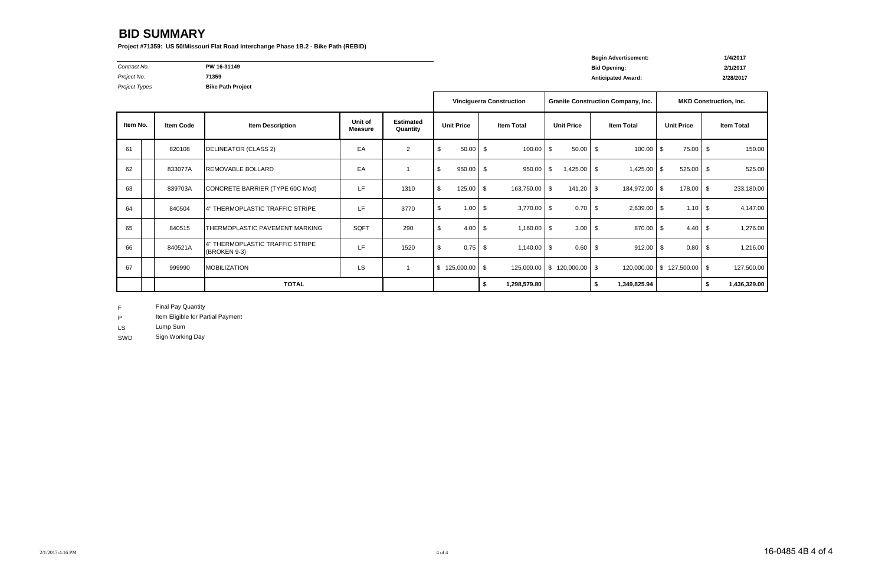# BID SUMMARY

**Project #71359: US 50/Missouri Flat Road Interchange Phase 1B.2 - Bike Path (REBID)**

| | |
|---|---|
| *Contract No.* | **PW 16-31149** |
| *Project No.* | **71359** |
| *Project Types* | **Bike Path Project** |

| | |
|---|---|
| **Begin Advertisement:** | **1/4/2017** |
| **Bid Opening:** | **2/1/2017** |
| **Anticipated Award:** | **2/28/2017** |

| | | | | | | Vinciguerra Construction | | Granite Construction Company, Inc. | | MKD Construction, Inc. | |
|---|---|---|---|---|---|---|---|---|---|---|---|
| **Item No.** | | **Item Code** | **Item Description** | **Unit of Measure** | **Estimated Quantity** | **Unit Price** | **Item Total** | **Unit Price** | **Item Total** | **Unit Price** | **Item Total** |
| 61 | | 820108 | DELINEATOR (CLASS 2) | EA | 2 | $ 50.00 | $ 100.00 | $ 50.00 | $ 100.00 | $ 75.00 | $ 150.00 |
| 62 | | 833077A | REMOVABLE BOLLARD | EA | 1 | $ 950.00 | $ 950.00 | $ 1,425.00 | $ 1,425.00 | $ 525.00 | $ 525.00 |
| 63 | | 839703A | CONCRETE BARRIER (TYPE 60C Mod) | LF | 1310 | $ 125.00 | $ 163,750.00 | $ 141.20 | $ 184,972.00 | $ 178.00 | $ 233,180.00 |
| 64 | | 840504 | 4" THERMOPLASTIC TRAFFIC STRIPE | LF | 3770 | $ 1.00 | $ 3,770.00 | $ 0.70 | $ 2,639.00 | $ 1.10 | $ 4,147.00 |
| 65 | | 840515 | THERMOPLASTIC PAVEMENT MARKING | SQFT | 290 | $ 4.00 | $ 1,160.00 | $ 3.00 | $ 870.00 | $ 4.40 | $ 1,276.00 |
| 66 | | 840521A | 4" THERMOPLASTIC TRAFFIC STRIPE (BROKEN 9-3) | LF | 1520 | $ 0.75 | $ 1,140.00 | $ 0.60 | $ 912.00 | $ 0.80 | $ 1,216.00 |
| 67 | | 999990 | MOBILIZATION | LS | 1 | $ 125,000.00 | $ 125,000.00 | $ 120,000.00 | $ 120,000.00 | $ 127,500.00 | $ 127,500.00 |
| | | | **TOTAL** | | | | **$ 1,298,579.80** | | **$ 1,349,825.94** | | **$ 1,436,329.00** |

F Final Pay Quantity

P Item Eligible for Partial Payment

LS Lump Sum

SWD Sign Working Day

2/1/2017-4:16 PM

16-0485 4B 4 of 4